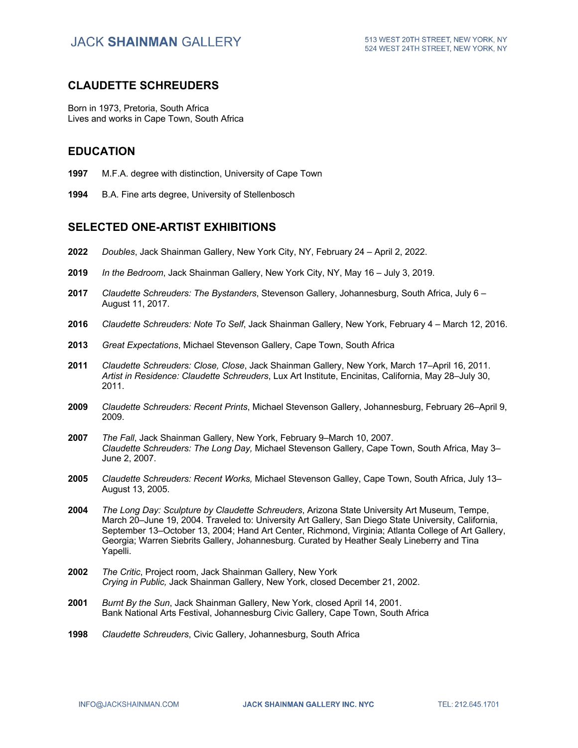# CLAUDETTE SCHREUDERS

Born in 1973, Pretoria, South Africa
Lives and works in Cape Town, South Africa

## EDUCATION

**1997** M.F.A. degree with distinction, University of Cape Town

**1994** B.A. Fine arts degree, University of Stellenbosch

## SELECTED ONE-ARTIST EXHIBITIONS

**2022** *Doubles*, Jack Shainman Gallery, New York City, NY, February 24 – April 2, 2022.

**2019** *In the Bedroom*, Jack Shainman Gallery, New York City, NY, May 16 – July 3, 2019.

**2017** *Claudette Schreuders: The Bystanders*, Stevenson Gallery, Johannesburg, South Africa, July 6 – August 11, 2017.

**2016** *Claudette Schreuders: Note To Self*, Jack Shainman Gallery, New York, February 4 – March 12, 2016.

**2013** *Great Expectations*, Michael Stevenson Gallery, Cape Town, South Africa

**2011** *Claudette Schreuders: Close, Close*, Jack Shainman Gallery, New York, March 17–April 16, 2011.
*Artist in Residence: Claudette Schreuders*, Lux Art Institute, Encinitas, California, May 28–July 30, 2011.

**2009** *Claudette Schreuders: Recent Prints*, Michael Stevenson Gallery, Johannesburg, February 26–April 9, 2009.

**2007** *The Fall*, Jack Shainman Gallery, New York, February 9–March 10, 2007.
*Claudette Schreuders: The Long Day,* Michael Stevenson Gallery, Cape Town, South Africa, May 3–June 2, 2007.

**2005** *Claudette Schreuders: Recent Works,* Michael Stevenson Galley, Cape Town, South Africa, July 13–August 13, 2005.

**2004** *The Long Day: Sculpture by Claudette Schreuders*, Arizona State University Art Museum, Tempe, March 20–June 19, 2004. Traveled to: University Art Gallery, San Diego State University, California, September 13–October 13, 2004; Hand Art Center, Richmond, Virginia; Atlanta College of Art Gallery, Georgia; Warren Siebrits Gallery, Johannesburg. Curated by Heather Sealy Lineberry and Tina Yapelli.

**2002** *The Critic*, Project room, Jack Shainman Gallery, New York
*Crying in Public,* Jack Shainman Gallery, New York, closed December 21, 2002.

**2001** *Burnt By the Sun*, Jack Shainman Gallery, New York, closed April 14, 2001.
Bank National Arts Festival, Johannesburg Civic Gallery, Cape Town, South Africa

**1998** *Claudette Schreuders*, Civic Gallery, Johannesburg, South Africa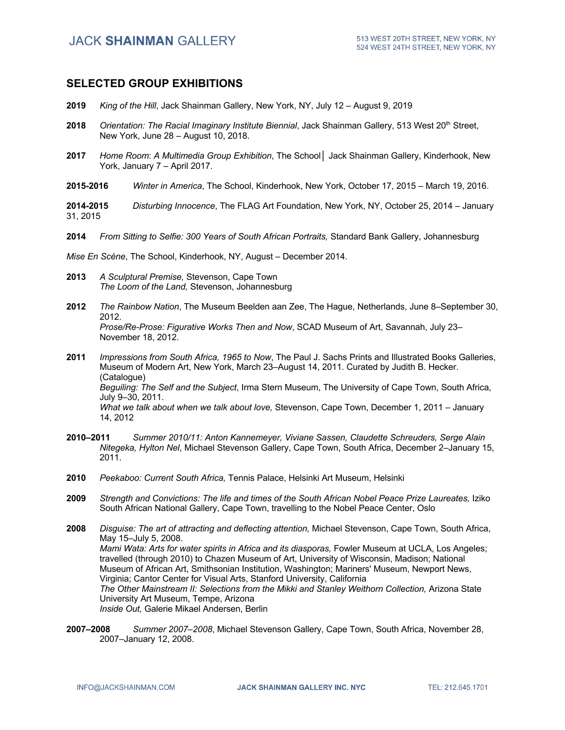## SELECTED GROUP EXHIBITIONS

**2019** *King of the Hill*, Jack Shainman Gallery, New York, NY, July 12 – August 9, 2019

**2018** *Orientation: The Racial Imaginary Institute Biennial*, Jack Shainman Gallery, 513 West 20th Street, New York, June 28 – August 10, 2018.

**2017** *Home Room*: *A Multimedia Group Exhibition*, The School│ Jack Shainman Gallery, Kinderhook, New York, January 7 – April 2017.

**2015-2016** *Winter in America*, The School, Kinderhook, New York, October 17, 2015 – March 19, 2016.

**2014-2015** *Disturbing Innocence*, The FLAG Art Foundation, New York, NY, October 25, 2014 – January 31, 2015

**2014** *From Sitting to Selfie: 300 Years of South African Portraits,* Standard Bank Gallery, Johannesburg

*Mise En Scène*, The School, Kinderhook, NY, August – December 2014.

**2013** *A Sculptural Premise,* Stevenson, Cape Town
*The Loom of the Land,* Stevenson, Johannesburg

**2012** *The Rainbow Nation*, The Museum Beelden aan Zee, The Hague, Netherlands, June 8–September 30, 2012.
*Prose/Re-Prose: Figurative Works Then and Now*, SCAD Museum of Art, Savannah, July 23–November 18, 2012.

**2011** *Impressions from South Africa, 1965 to Now*, The Paul J. Sachs Prints and Illustrated Books Galleries, Museum of Modern Art, New York, March 23–August 14, 2011. Curated by Judith B. Hecker. (Catalogue)
*Beguiling: The Self and the Subject*, Irma Stern Museum, The University of Cape Town, South Africa, July 9–30, 2011.
*What we talk about when we talk about love,* Stevenson, Cape Town, December 1, 2011 – January 14, 2012

**2010–2011** *Summer 2010/11: Anton Kannemeyer, Viviane Sassen, Claudette Schreuders, Serge Alain Nitegeka, Hylton Nel*, Michael Stevenson Gallery, Cape Town, South Africa, December 2–January 15, 2011.

**2010** *Peekaboo: Current South Africa,* Tennis Palace, Helsinki Art Museum, Helsinki

**2009** *Strength and Convictions: The life and times of the South African Nobel Peace Prize Laureates,* Iziko South African National Gallery, Cape Town, travelling to the Nobel Peace Center, Oslo

**2008** *Disguise: The art of attracting and deflecting attention,* Michael Stevenson, Cape Town, South Africa, May 15–July 5, 2008.
*Mami Wata: Arts for water spirits in Africa and its diasporas,* Fowler Museum at UCLA, Los Angeles; travelled (through 2010) to Chazen Museum of Art, University of Wisconsin, Madison; National Museum of African Art, Smithsonian Institution, Washington; Mariners' Museum, Newport News, Virginia; Cantor Center for Visual Arts, Stanford University, California
*The Other Mainstream II: Selections from the Mikki and Stanley Weithorn Collection,* Arizona State University Art Museum, Tempe, Arizona
*Inside Out,* Galerie Mikael Andersen, Berlin

**2007–2008** *Summer 2007–2008*, Michael Stevenson Gallery, Cape Town, South Africa, November 28, 2007–January 12, 2008.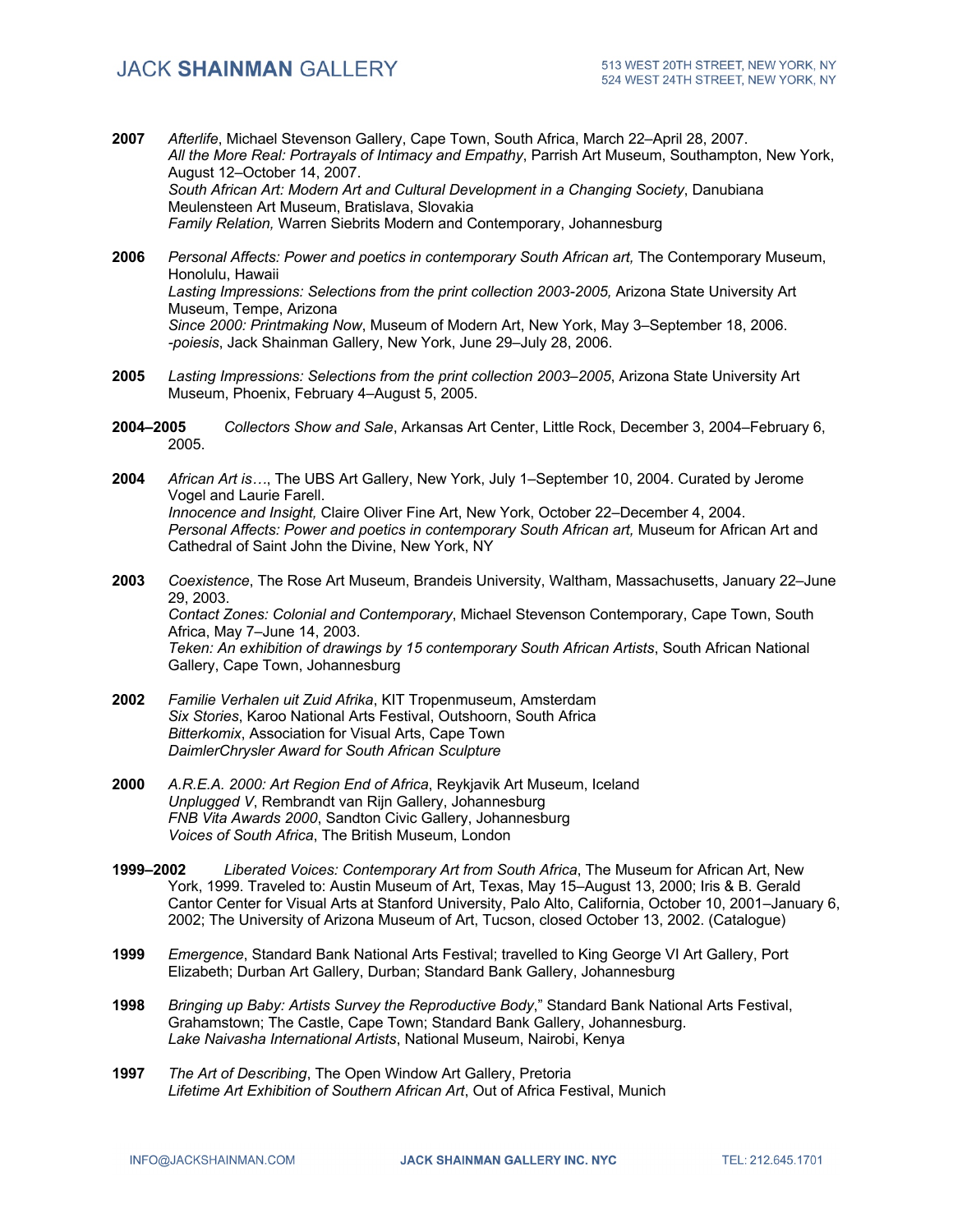**2007** *Afterlife*, Michael Stevenson Gallery, Cape Town, South Africa, March 22–April 28, 2007.
*All the More Real: Portrayals of Intimacy and Empathy*, Parrish Art Museum, Southampton, New York, August 12–October 14, 2007.
*South African Art: Modern Art and Cultural Development in a Changing Society*, Danubiana Meulensteen Art Museum, Bratislava, Slovakia
*Family Relation,* Warren Siebrits Modern and Contemporary, Johannesburg

**2006** *Personal Affects: Power and poetics in contemporary South African art,* The Contemporary Museum, Honolulu, Hawaii
*Lasting Impressions: Selections from the print collection 2003-2005,* Arizona State University Art Museum, Tempe, Arizona
*Since 2000: Printmaking Now*, Museum of Modern Art, New York, May 3–September 18, 2006.
*-poiesis*, Jack Shainman Gallery, New York, June 29–July 28, 2006.

**2005** *Lasting Impressions: Selections from the print collection 2003–2005*, Arizona State University Art Museum, Phoenix, February 4–August 5, 2005.

**2004–2005** *Collectors Show and Sale*, Arkansas Art Center, Little Rock, December 3, 2004–February 6, 2005.

**2004** *African Art is…*, The UBS Art Gallery, New York, July 1–September 10, 2004. Curated by Jerome Vogel and Laurie Farell.
*Innocence and Insight,* Claire Oliver Fine Art, New York, October 22–December 4, 2004.
*Personal Affects: Power and poetics in contemporary South African art,* Museum for African Art and Cathedral of Saint John the Divine, New York, NY

**2003** *Coexistence*, The Rose Art Museum, Brandeis University, Waltham, Massachusetts, January 22–June 29, 2003.
*Contact Zones: Colonial and Contemporary*, Michael Stevenson Contemporary, Cape Town, South Africa, May 7–June 14, 2003.
*Teken: An exhibition of drawings by 15 contemporary South African Artists*, South African National Gallery, Cape Town, Johannesburg

**2002** *Familie Verhalen uit Zuid Afrika*, KIT Tropenmuseum, Amsterdam
*Six Stories*, Karoo National Arts Festival, Outshoorn, South Africa
*Bitterkomix*, Association for Visual Arts, Cape Town
*DaimlerChrysler Award for South African Sculpture*

**2000** *A.R.E.A. 2000: Art Region End of Africa*, Reykjavik Art Museum, Iceland
*Unplugged V*, Rembrandt van Rijn Gallery, Johannesburg
*FNB Vita Awards 2000*, Sandton Civic Gallery, Johannesburg
*Voices of South Africa*, The British Museum, London

**1999–2002** *Liberated Voices: Contemporary Art from South Africa*, The Museum for African Art, New York, 1999. Traveled to: Austin Museum of Art, Texas, May 15–August 13, 2000; Iris & B. Gerald Cantor Center for Visual Arts at Stanford University, Palo Alto, California, October 10, 2001–January 6, 2002; The University of Arizona Museum of Art, Tucson, closed October 13, 2002. (Catalogue)

**1999** *Emergence*, Standard Bank National Arts Festival; travelled to King George VI Art Gallery, Port Elizabeth; Durban Art Gallery, Durban; Standard Bank Gallery, Johannesburg

**1998** *Bringing up Baby: Artists Survey the Reproductive Body*," Standard Bank National Arts Festival, Grahamstown; The Castle, Cape Town; Standard Bank Gallery, Johannesburg.
*Lake Naivasha International Artists*, National Museum, Nairobi, Kenya

**1997** *The Art of Describing*, The Open Window Art Gallery, Pretoria
*Lifetime Art Exhibition of Southern African Art*, Out of Africa Festival, Munich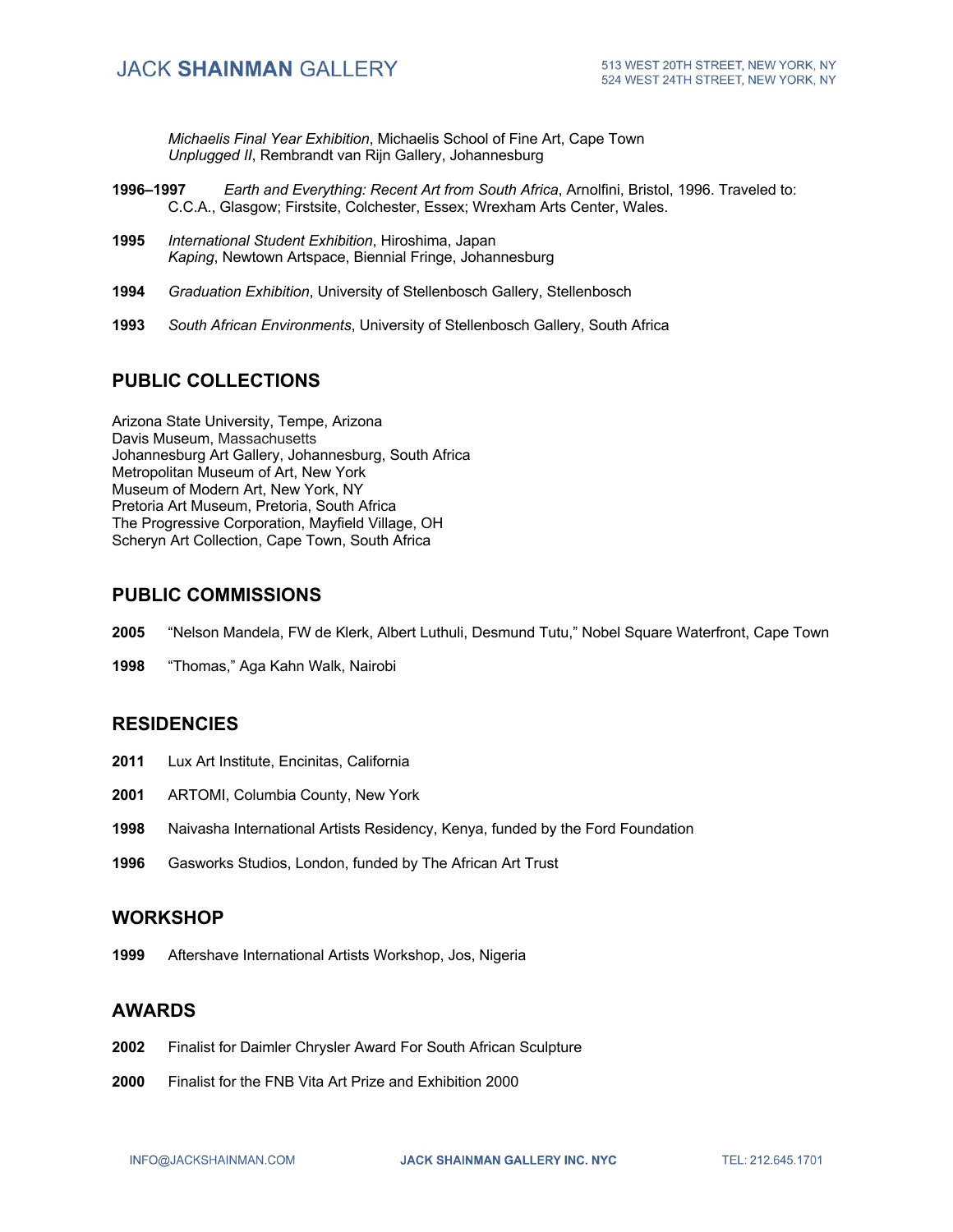*Michaelis Final Year Exhibition*, Michaelis School of Fine Art, Cape Town
*Unplugged II*, Rembrandt van Rijn Gallery, Johannesburg

**1996–1997** *Earth and Everything: Recent Art from South Africa*, Arnolfini, Bristol, 1996. Traveled to: C.C.A., Glasgow; Firstsite, Colchester, Essex; Wrexham Arts Center, Wales.

**1995** *International Student Exhibition*, Hiroshima, Japan
*Kaping*, Newtown Artspace, Biennial Fringe, Johannesburg

**1994** *Graduation Exhibition*, University of Stellenbosch Gallery, Stellenbosch

**1993** *South African Environments*, University of Stellenbosch Gallery, South Africa

## PUBLIC COLLECTIONS

Arizona State University, Tempe, Arizona
Davis Museum, Massachusetts
Johannesburg Art Gallery, Johannesburg, South Africa
Metropolitan Museum of Art, New York
Museum of Modern Art, New York, NY
Pretoria Art Museum, Pretoria, South Africa
The Progressive Corporation, Mayfield Village, OH
Scheryn Art Collection, Cape Town, South Africa

## PUBLIC COMMISSIONS

**2005** "Nelson Mandela, FW de Klerk, Albert Luthuli, Desmund Tutu," Nobel Square Waterfront, Cape Town

**1998** "Thomas," Aga Kahn Walk, Nairobi

## RESIDENCIES

**2011** Lux Art Institute, Encinitas, California

**2001** ARTOMI, Columbia County, New York

**1998** Naivasha International Artists Residency, Kenya, funded by the Ford Foundation

**1996** Gasworks Studios, London, funded by The African Art Trust

## WORKSHOP

**1999** Aftershave International Artists Workshop, Jos, Nigeria

## AWARDS

**2002** Finalist for Daimler Chrysler Award For South African Sculpture

**2000** Finalist for the FNB Vita Art Prize and Exhibition 2000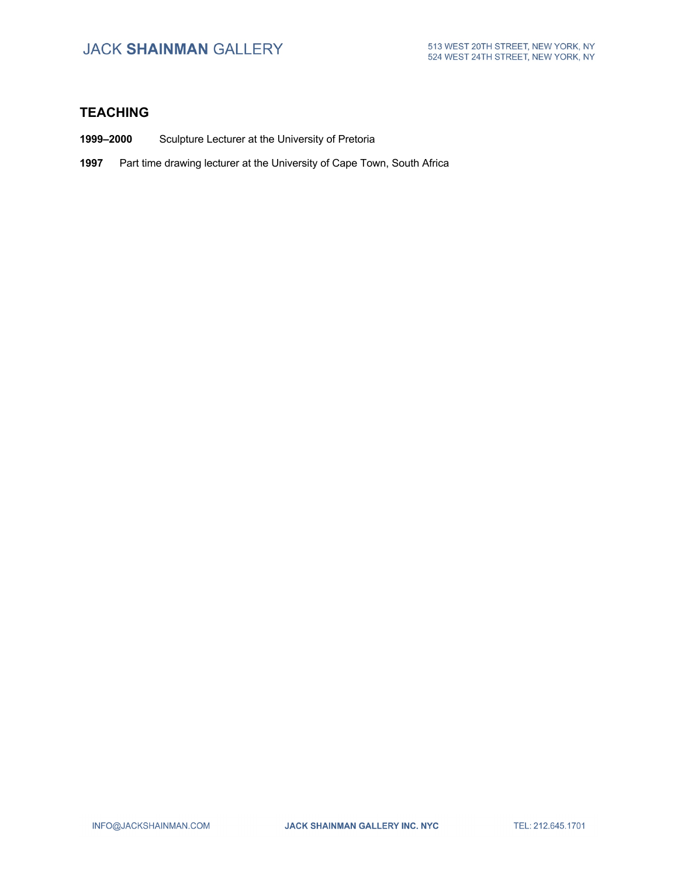## TEACHING

**1999–2000** Sculpture Lecturer at the University of Pretoria

**1997** Part time drawing lecturer at the University of Cape Town, South Africa